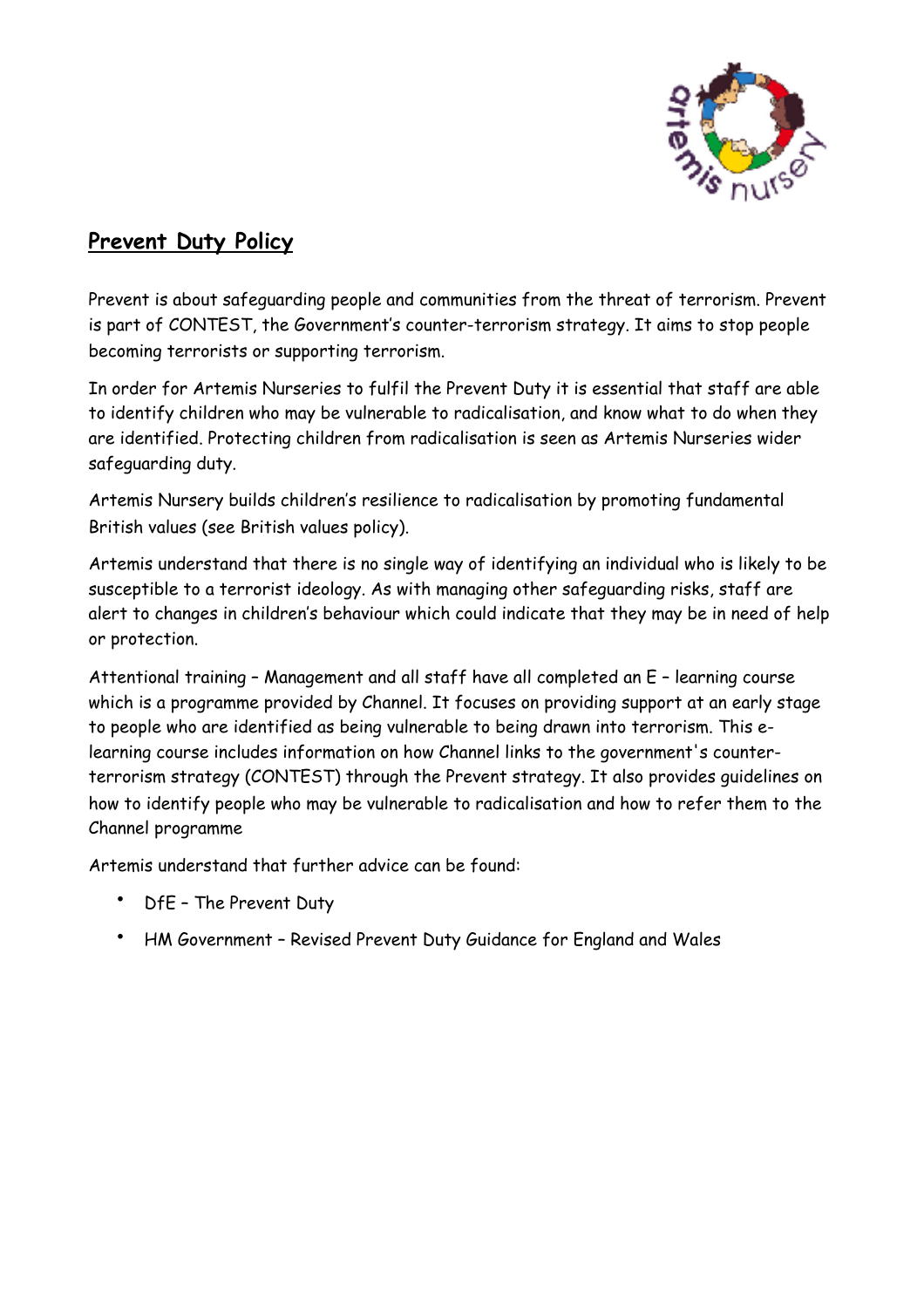## Prevent Duty Policy

Prevent is about safeguarding people and communities from the threat of terrorism. Prevent is part of CONTEST, the Government's counter-terrorism strategy. It aims to stop people becoming terrorists or supporting terrorism.

In order for Artemis Nurseries to fulfil the Prevent Duty it is essential that staff are able to identify children who may be vulnerable to radicalisation, and know what to do when they are identified. Protecting children from radicalisation is seen as Artemis Nurseries wider safeguarding duty.

Artemis Nursery builds children's resilience to radicalisation by promoting fundamental British values (see British values policy).

Artemis understand that there is no single way of identifying an individual who is likely to be susceptible to a terrorist ideology. As with managing other safeguarding risks, staff are alert to changes in children's behaviour which could indicate that they may be in need of help or protection.

Attentional training – Management and all staff have all completed an E – learning course which is a programme provided by Channel. It focuses on providing support at an early stage to people who are identified as being vulnerable to being drawn into terrorism. This e-learning course includes information on how Channel links to the government's counter-terrorism strategy (CONTEST) through the Prevent strategy. It also provides guidelines on how to identify people who may be vulnerable to radicalisation and how to refer them to the Channel programme

Artemis understand that further advice can be found:

- DfE – The Prevent Duty
- HM Government – Revised Prevent Duty Guidance for England and Wales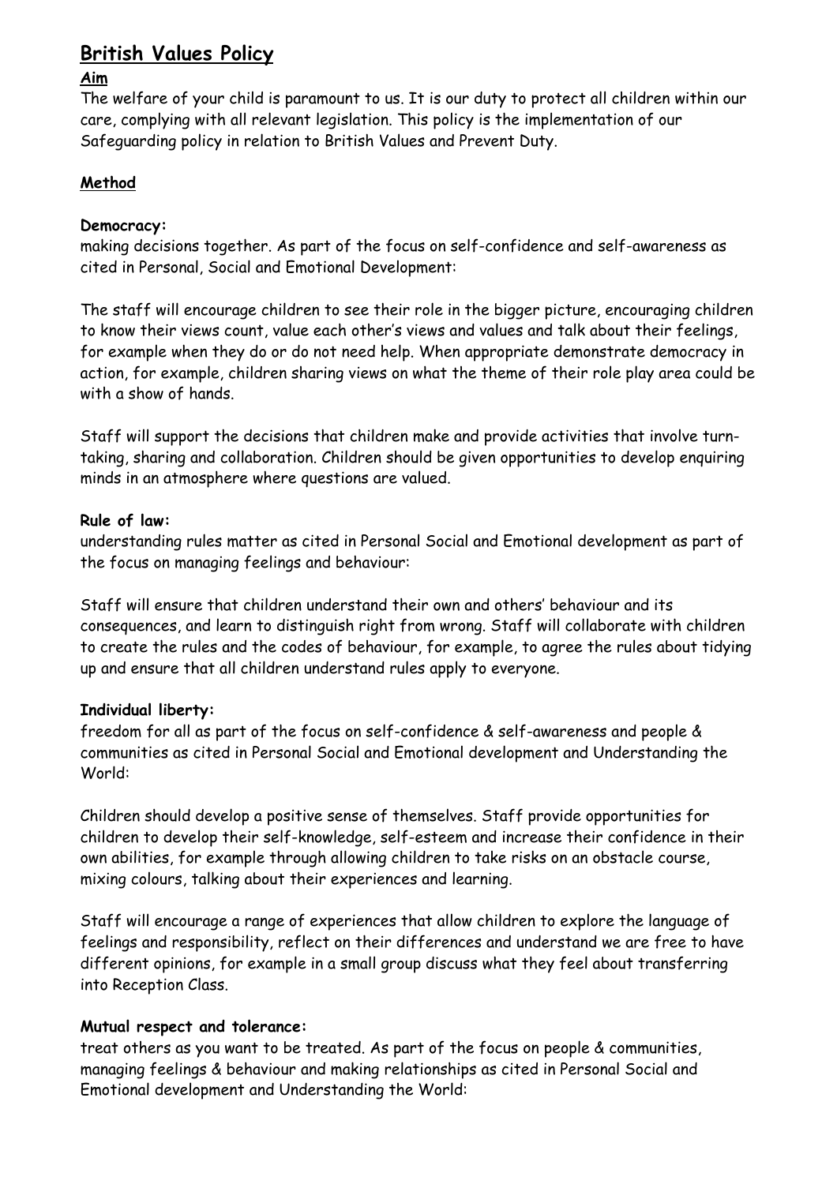# British Values Policy

**Aim**

The welfare of your child is paramount to us. It is our duty to protect all children within our care, complying with all relevant legislation. This policy is the implementation of our Safeguarding policy in relation to British Values and Prevent Duty.

**Method**

**Democracy:**
making decisions together. As part of the focus on self-confidence and self-awareness as cited in Personal, Social and Emotional Development:

The staff will encourage children to see their role in the bigger picture, encouraging children to know their views count, value each other's views and values and talk about their feelings, for example when they do or do not need help. When appropriate demonstrate democracy in action, for example, children sharing views on what the theme of their role play area could be with a show of hands.

Staff will support the decisions that children make and provide activities that involve turn-taking, sharing and collaboration. Children should be given opportunities to develop enquiring minds in an atmosphere where questions are valued.

**Rule of law:**
understanding rules matter as cited in Personal Social and Emotional development as part of the focus on managing feelings and behaviour:

Staff will ensure that children understand their own and others' behaviour and its consequences, and learn to distinguish right from wrong. Staff will collaborate with children to create the rules and the codes of behaviour, for example, to agree the rules about tidying up and ensure that all children understand rules apply to everyone.

**Individual liberty:**
freedom for all as part of the focus on self-confidence & self-awareness and people & communities as cited in Personal Social and Emotional development and Understanding the World:

Children should develop a positive sense of themselves. Staff provide opportunities for children to develop their self-knowledge, self-esteem and increase their confidence in their own abilities, for example through allowing children to take risks on an obstacle course, mixing colours, talking about their experiences and learning.

Staff will encourage a range of experiences that allow children to explore the language of feelings and responsibility, reflect on their differences and understand we are free to have different opinions, for example in a small group discuss what they feel about transferring into Reception Class.

**Mutual respect and tolerance:**
treat others as you want to be treated. As part of the focus on people & communities, managing feelings & behaviour and making relationships as cited in Personal Social and Emotional development and Understanding the World: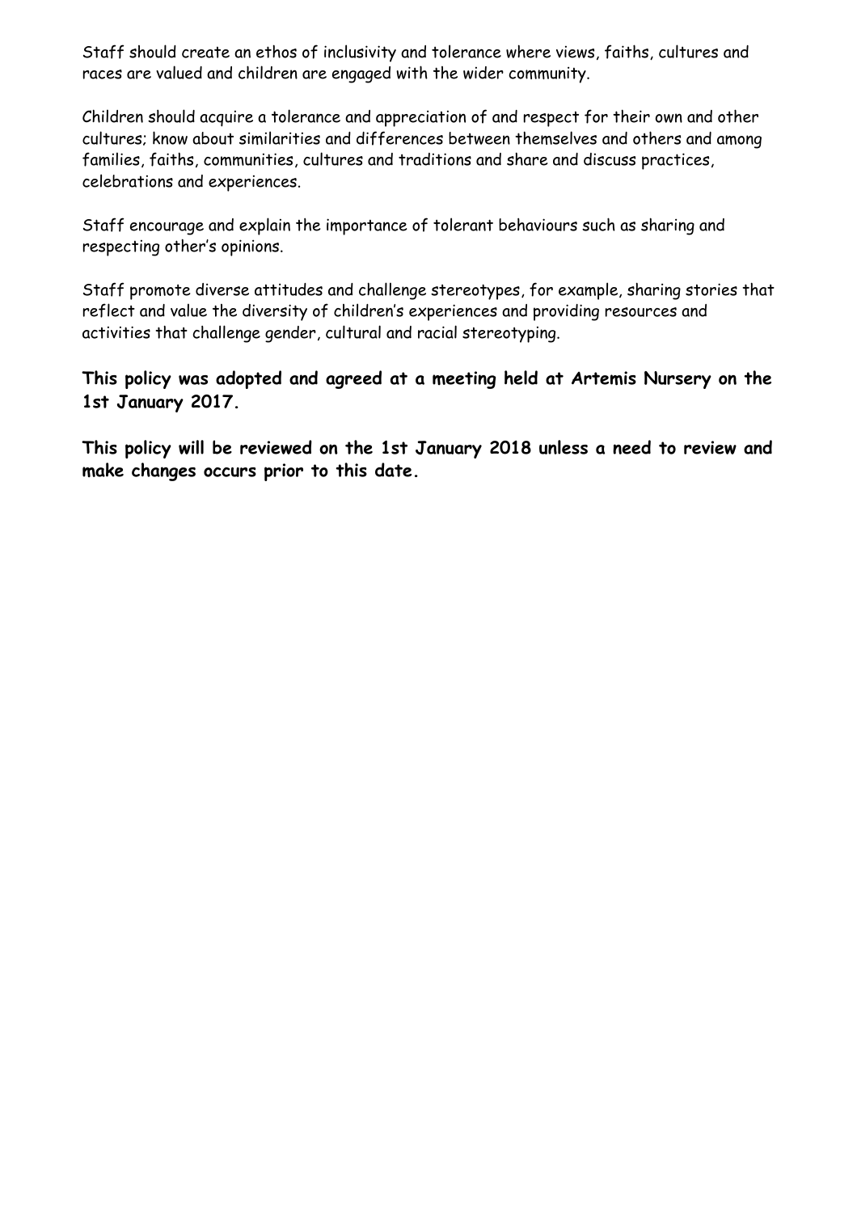Staff should create an ethos of inclusivity and tolerance where views, faiths, cultures and races are valued and children are engaged with the wider community.

Children should acquire a tolerance and appreciation of and respect for their own and other cultures; know about similarities and differences between themselves and others and among families, faiths, communities, cultures and traditions and share and discuss practices, celebrations and experiences.

Staff encourage and explain the importance of tolerant behaviours such as sharing and respecting other's opinions.

Staff promote diverse attitudes and challenge stereotypes, for example, sharing stories that reflect and value the diversity of children's experiences and providing resources and activities that challenge gender, cultural and racial stereotyping.

**This policy was adopted and agreed at a meeting held at Artemis Nursery on the 1st January 2017.**

**This policy will be reviewed on the 1st January 2018 unless a need to review and make changes occurs prior to this date.**